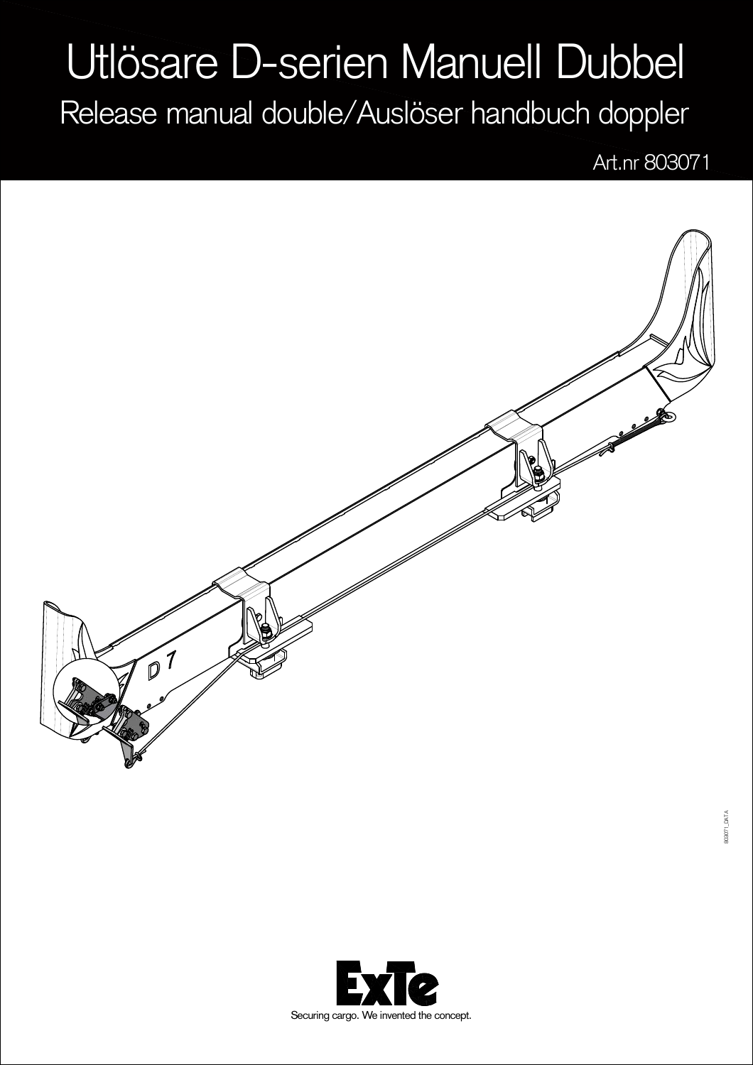# Utlösare D-serien Manuell Dubbel

## Release manual double/Auslöser handbuch doppler

Art.nr 803071

803071_DXT A

ExTe

Securing cargo. We invented the concept.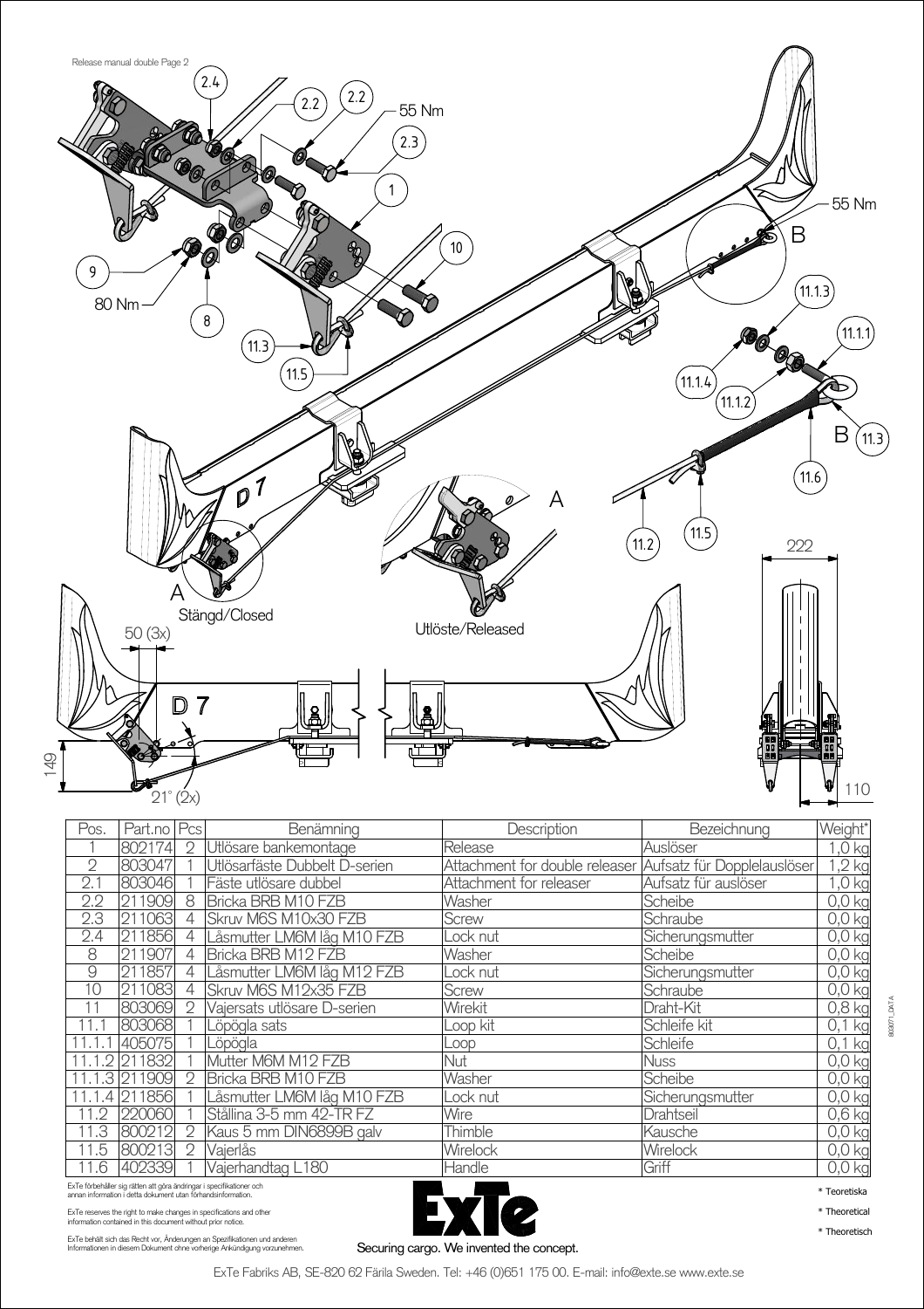Release manual double Page 2

2.4
2.2
2.2
55 Nm
2.3
1
10
9
80 Nm
8
11.3
11.5
55 Nm
B
11.1.3
11.1.1
11.1.4
11.1.2
B
11.3
11.6
A
11.2
11.5
222
A
Stängd/Closed
Utlöste/Released
50 (3x)
149
21° (2x)
110

| Pos. | Part.no | Pcs | Benämning | Description | Bezeichnung | Weight* |
|---|---|---|---|---|---|---|
| 1 | 802174 | 2 | Utlösare bankemontage | Release | Auslöser | 1,0 kg |
| 2 | 803047 | 1 | Utlösarfäste Dubbelt D-serien | Attachment for double releaser | Aufsatz für Dopplelauslöser | 1,2 kg |
| 2.1 | 803046 | 1 | Fäste utlösare dubbel | Attachment for releaser | Aufsatz für auslöser | 1,0 kg |
| 2.2 | 211909 | 8 | Bricka BRB M10 FZB | Washer | Scheibe | 0,0 kg |
| 2.3 | 211063 | 4 | Skruv M6S M10x30 FZB | Screw | Schraube | 0,0 kg |
| 2.4 | 211856 | 4 | Låsmutter LM6M låg M10 FZB | Lock nut | Sicherungsmutter | 0,0 kg |
| 8 | 211907 | 4 | Bricka BRB M12 FZB | Washer | Scheibe | 0,0 kg |
| 9 | 211857 | 4 | Låsmutter LM6M låg M12 FZB | Lock nut | Sicherungsmutter | 0,0 kg |
| 10 | 211083 | 4 | Skruv M6S M12x35 FZB | Screw | Schraube | 0,0 kg |
| 11 | 803069 | 2 | Vajersats utlösare D-serien | Wirekit | Draht-Kit | 0,8 kg |
| 11.1 | 803068 | 1 | Löpögla sats | Loop kit | Schleife kit | 0,1 kg |
| 11.1.1 | 405075 | 1 | Löpögla | Loop | Schleife | 0,1 kg |
| 11.1.2 | 211832 | 1 | Mutter M6M M12 FZB | Nut | Nuss | 0,0 kg |
| 11.1.3 | 211909 | 2 | Bricka BRB M10 FZB | Washer | Scheibe | 0,0 kg |
| 11.1.4 | 211856 | 1 | Låsmutter LM6M låg M10 FZB | Lock nut | Sicherungsmutter | 0,0 kg |
| 11.2 | 220060 | 1 | Stållina 3-5 mm 42-TR FZ | Wire | Drahtseil | 0,6 kg |
| 11.3 | 800212 | 2 | Kaus 5 mm DIN6899B galv | Thimble | Kausche | 0,0 kg |
| 11.5 | 800213 | 2 | Vajerlås | Wirelock | Wirelock | 0,0 kg |
| 11.6 | 402339 | 1 | Vajerhandtag L180 | Handle | Griff | 0,0 kg |

ExTe förbehåller sig rätten att göra ändringar i specifikationer och annan information i detta dokument utan förhandsinformation.

ExTe reserves the right to make changes in specifications and other information contained in this document without prior notice.

ExTe behält sich das Recht vor, Änderungen an Spezifikationen und anderen Informationen in diesem Dokument ohne vorherige Ankündigung vorzunehmen.

ExTe

Securing cargo. We invented the concept.

\* Teoretiska

\* Theoretical

\* Theoretisch

803071_D7 A

ExTe Fabriks AB, SE-820 62 Färila Sweden. Tel: +46 (0)651 175 00. E-mail: info@exte.se www.exte.se